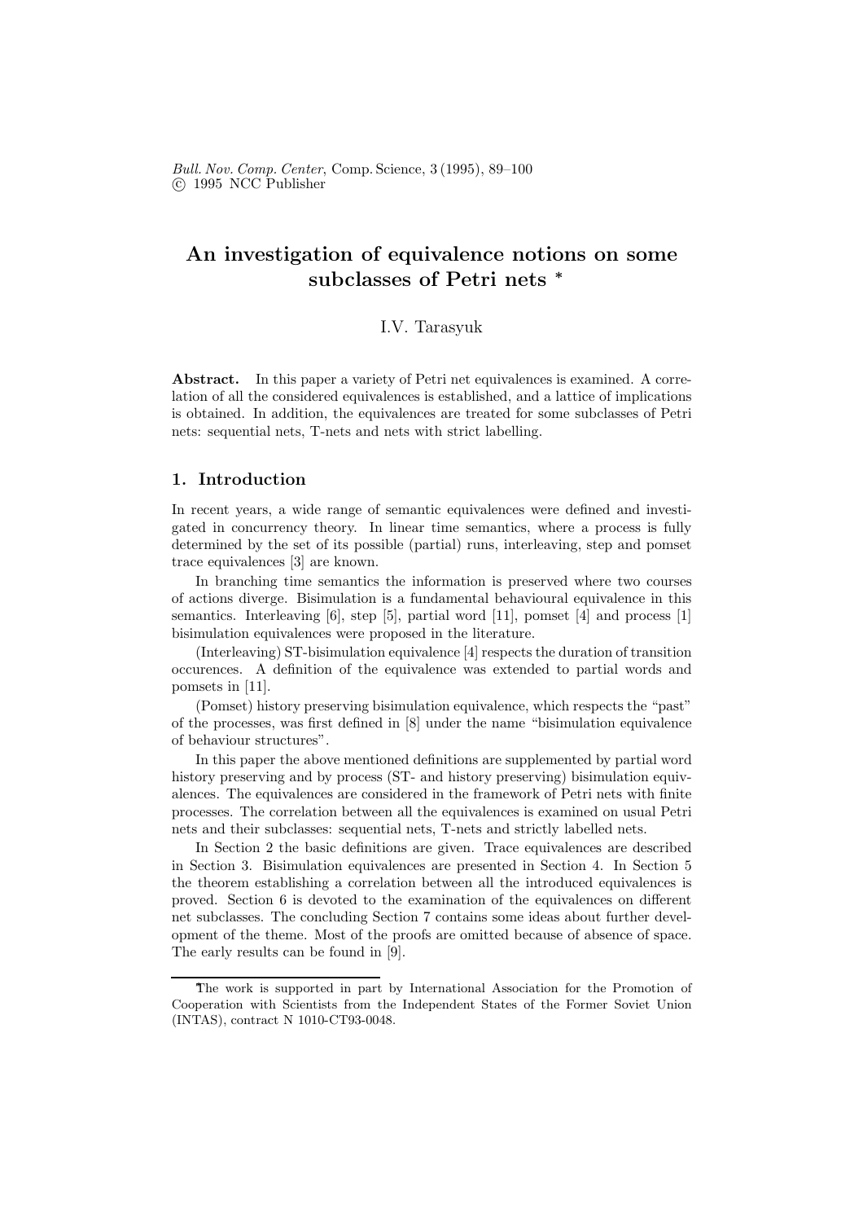# An investigation of equivalence notions on some subclasses of Petri nets *

I.V. Tarasyuk

**Abstract.** In this paper a variety of Petri net equivalences is examined. A correlation of all the considered equivalences is established, and a lattice of implications is obtained. In addition, the equivalences are treated for some subclasses of Petri nets: sequential nets, T-nets and nets with strict labelling.

## 1. Introduction

In recent years, a wide range of semantic equivalences were defined and investigated in concurrency theory. In linear time semantics, where a process is fully determined by the set of its possible (partial) runs, interleaving, step and pomset trace equivalences [3] are known.

In branching time semantics the information is preserved where two courses of actions diverge. Bisimulation is a fundamental behavioural equivalence in this semantics. Interleaving [6], step [5], partial word [11], pomset [4] and process [1] bisimulation equivalences were proposed in the literature.

(Interleaving) ST-bisimulation equivalence [4] respects the duration of transition occurences. A definition of the equivalence was extended to partial words and pomsets in [11].

(Pomset) history preserving bisimulation equivalence, which respects the "past" of the processes, was first defined in [8] under the name "bisimulation equivalence of behaviour structures".

In this paper the above mentioned definitions are supplemented by partial word history preserving and by process (ST- and history preserving) bisimulation equivalences. The equivalences are considered in the framework of Petri nets with finite processes. The correlation between all the equivalences is examined on usual Petri nets and their subclasses: sequential nets, T-nets and strictly labelled nets.

In Section 2 the basic definitions are given. Trace equivalences are described in Section 3. Bisimulation equivalences are presented in Section 4. In Section 5 the theorem establishing a correlation between all the introduced equivalences is proved. Section 6 is devoted to the examination of the equivalences on different net subclasses. The concluding Section 7 contains some ideas about further development of the theme. Most of the proofs are omitted because of absence of space. The early results can be found in [9].

*The work is supported in part by International Association for the Promotion of Cooperation with Scientists from the Independent States of the Former Soviet Union (INTAS), contract N 1010-CT93-0048.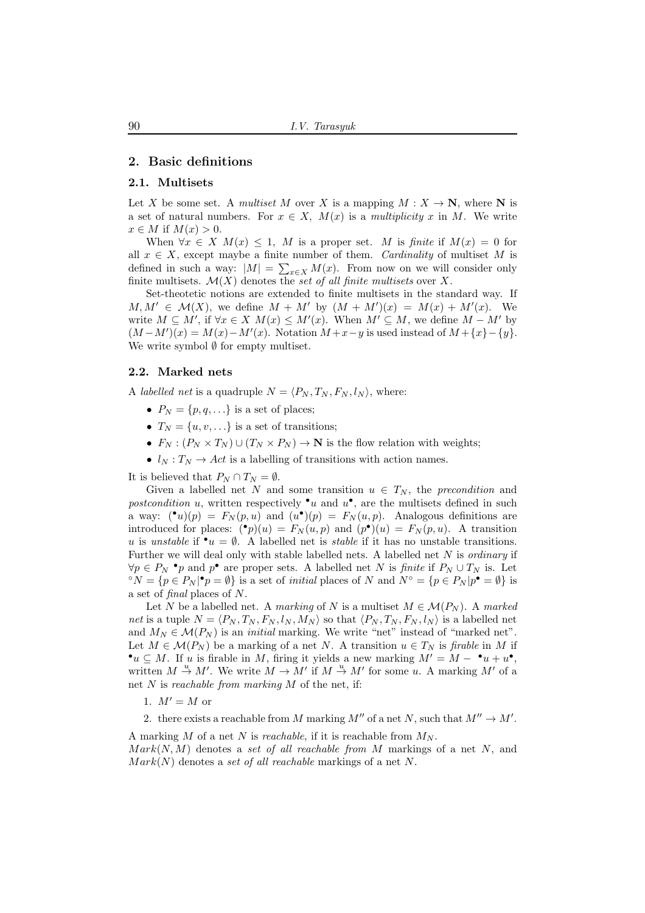## 2. Basic definitions

### 2.1. Multisets

Let $X$ be some set. A *multiset* $M$ over $X$ is a mapping $M : X \to \mathbf{N}$, where $\mathbf{N}$ is a set of natural numbers. For $x \in X$, $M(x)$ is a *multiplicity* $x$ in $M$. We write $x \in M$ if $M(x) > 0$.

When $\forall x \in X\ M(x) \leq 1$, $M$ is a proper set. $M$ is *finite* if $M(x) = 0$ for all $x \in X$, except maybe a finite number of them. *Cardinality* of multiset $M$ is defined in such a way: $|M| = \sum_{x \in X} M(x)$. From now on we will consider only finite multisets. $\mathcal{M}(X)$ denotes the *set of all finite multisets* over $X$.

Set-theotetic notions are extended to finite multisets in the standard way. If $M, M' \in \mathcal{M}(X)$, we define $M + M'$ by $(M + M')(x) = M(x) + M'(x)$. We write $M \subseteq M'$, if $\forall x \in X\ M(x) \leq M'(x)$. When $M' \subseteq M$, we define $M - M'$ by $(M - M')(x) = M(x) - M'(x)$. Notation $M + x - y$ is used instead of $M + \{x\} - \{y\}$. We write symbol $\emptyset$ for empty multiset.

### 2.2. Marked nets

A *labelled net* is a quadruple $N = \langle P_N, T_N, F_N, l_N \rangle$, where:

- $P_N = \{p, q, \ldots\}$ is a set of places;
- $T_N = \{u, v, \ldots\}$ is a set of transitions;
- $F_N : (P_N \times T_N) \cup (T_N \times P_N) \to \mathbf{N}$ is the flow relation with weights;
- $l_N : T_N \to Act$ is a labelling of transitions with action names.

It is believed that $P_N \cap T_N = \emptyset$.

Given a labelled net $N$ and some transition $u \in T_N$, the *precondition* and *postcondition* $u$, written respectively ${}^{\bullet}u$ and $u^{\bullet}$, are the multisets defined in such a way: $({}^{\bullet}u)(p) = F_N(p, u)$ and $(u^{\bullet})(p) = F_N(u, p)$. Analogous definitions are introduced for places: $({}^{\bullet}p)(u) = F_N(u, p)$ and $(p^{\bullet})(u) = F_N(p, u)$. A transition $u$ is *unstable* if ${}^{\bullet}u = \emptyset$. A labelled net is *stable* if it has no unstable transitions. Further we will deal only with stable labelled nets. A labelled net $N$ is *ordinary* if $\forall p \in P_N\ {}^{\bullet}p$ and $p^{\bullet}$ are proper sets. A labelled net $N$ is *finite* if $P_N \cup T_N$ is. Let ${}^{\circ}N = \{p \in P_N | {}^{\bullet}p = \emptyset\}$ is a set of *initial* places of $N$ and $N^{\circ} = \{p \in P_N | p^{\bullet} = \emptyset\}$ is a set of *final* places of $N$.

Let $N$ be a labelled net. A *marking* of $N$ is a multiset $M \in \mathcal{M}(P_N)$. A *marked net* is a tuple $N = \langle P_N, T_N, F_N, l_N, M_N \rangle$ so that $\langle P_N, T_N, F_N, l_N \rangle$ is a labelled net and $M_N \in \mathcal{M}(P_N)$ is an *initial* marking. We write "net" instead of "marked net". Let $M \in \mathcal{M}(P_N)$ be a marking of a net $N$. A transition $u \in T_N$ is *firable* in $M$ if ${}^{\bullet}u \subseteq M$. If $u$ is firable in $M$, firing it yields a new marking $M' = M - {}^{\bullet}u + u^{\bullet}$, written $M \stackrel{u}{\to} M'$. We write $M \to M'$ if $M \stackrel{u}{\to} M'$ for some $u$. A marking $M'$ of a net $N$ is *reachable from marking* $M$ of the net, if:

1. $M' = M$ or
2. there exists a reachable from $M$ marking $M''$ of a net $N$, such that $M'' \to M'$.

A marking $M$ of a net $N$ is *reachable*, if it is reachable from $M_N$.
$Mark(N, M)$ denotes a *set of all reachable from* $M$ markings of a net $N$, and $Mark(N)$ denotes a *set of all reachable* markings of a net $N$.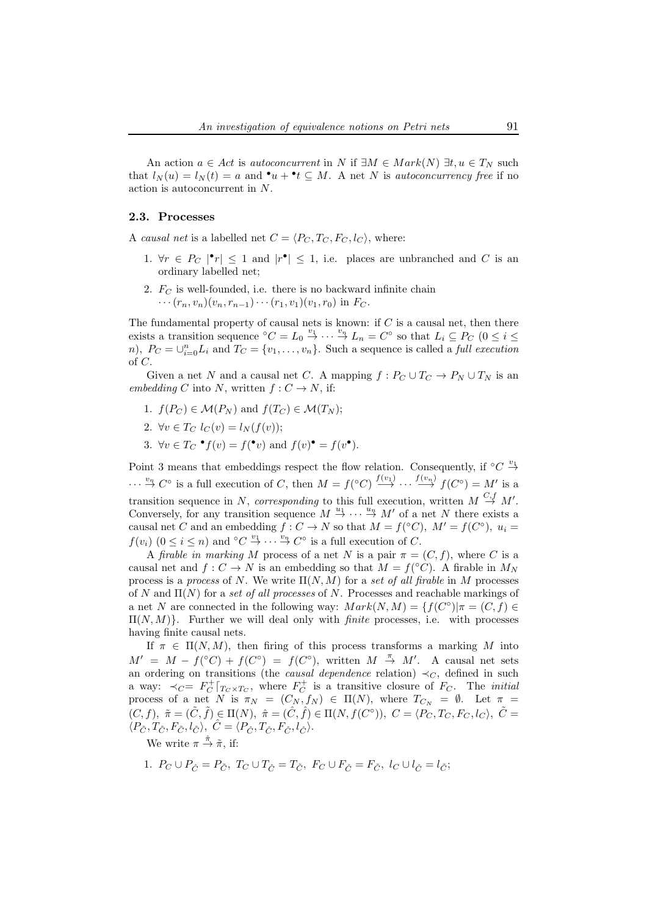An action $a \in Act$ is *autoconcurrent* in $N$ if $\exists M \in Mark(N)\ \exists t, u \in T_N$ such that $l_N(u) = l_N(t) = a$ and ${}^\bullet u + {}^\bullet t \subseteq M$. A net $N$ is *autoconcurrency free* if no action is autoconcurrent in $N$.

### 2.3. Processes

A *causal net* is a labelled net $C = \langle P_C, T_C, F_C, l_C \rangle$, where:

1. $\forall r \in P_C\ |{}^\bullet r| \leq 1$ and $|r^\bullet| \leq 1$, i.e. places are unbranched and $C$ is an ordinary labelled net;
2. $F_C$ is well-founded, i.e. there is no backward infinite chain $\cdots (r_n, v_n)(v_n, r_{n-1}) \cdots (r_1, v_1)(v_1, r_0)$ in $F_C$.

The fundamental property of causal nets is known: if $C$ is a causal net, then there exists a transition sequence ${}^\circ C = L_0 \stackrel{v_1}{\to} \cdots \stackrel{v_n}{\to} L_n = C^\circ$ so that $L_i \subseteq P_C$ $(0 \leq i \leq n)$, $P_C = \cup_{i=0}^n L_i$ and $T_C = \{v_1, \ldots, v_n\}$. Such a sequence is called a *full execution* of $C$.

Given a net $N$ and a causal net $C$. A mapping $f : P_C \cup T_C \to P_N \cup T_N$ is an *embedding* $C$ into $N$, written $f : C \to N$, if:

1. $f(P_C) \in \mathcal{M}(P_N)$ and $f(T_C) \in \mathcal{M}(T_N)$;
2. $\forall v \in T_C\ l_C(v) = l_N(f(v))$;
3. $\forall v \in T_C\ {}^\bullet f(v) = f({}^\bullet v)$ and $f(v)^\bullet = f(v^\bullet)$.

Point 3 means that embeddings respect the flow relation. Consequently, if ${}^\circ C \stackrel{v_1}{\to} \cdots \stackrel{v_n}{\to} C^\circ$ is a full execution of $C$, then $M = f({}^\circ C) \stackrel{f(v_1)}{\longrightarrow} \cdots \stackrel{f(v_n)}{\longrightarrow} f(C^\circ) = M'$ is a transition sequence in $N$, *corresponding* to this full execution, written $M \stackrel{C,f}{\to} M'$. Conversely, for any transition sequence $M \stackrel{u_1}{\to} \cdots \stackrel{u_n}{\to} M'$ of a net $N$ there exists a causal net $C$ and an embedding $f : C \to N$ so that $M = f({}^\circ C)$, $M' = f(C^\circ)$, $u_i = f(v_i)$ $(0 \leq i \leq n)$ and ${}^\circ C \stackrel{v_1}{\to} \cdots \stackrel{v_n}{\to} C^\circ$ is a full execution of $C$.

A *firable in marking* $M$ process of a net $N$ is a pair $\pi = (C, f)$, where $C$ is a causal net and $f : C \to N$ is an embedding so that $M = f({}^\circ C)$. A firable in $M_N$ process is a *process* of $N$. We write $\Pi(N, M)$ for a *set of all firable* in $M$ processes of $N$ and $\Pi(N)$ for a *set of all processes* of $N$. Processes and reachable markings of a net $N$ are connected in the following way: $Mark(N, M) = \{f(C^\circ) | \pi = (C, f) \in \Pi(N, M)\}$. Further we will deal only with *finite* processes, i.e. with processes having finite causal nets.

If $\pi \in \Pi(N, M)$, then firing of this process transforms a marking $M$ into $M' = M - f({}^\circ C) + f(C^\circ) = f(C^\circ)$, written $M \stackrel{\pi}{\to} M'$. A causal net sets an ordering on transitions (the *causal dependence* relation) $\prec_C$, defined in such a way: $\prec_C = F_C^+ \lceil_{T_C \times T_C}$, where $F_C^+$ is a transitive closure of $F_C$. The *initial* process of a net $N$ is $\pi_N = (C_N, f_N) \in \Pi(N)$, where $T_{C_N} = \emptyset$. Let $\pi = (C, f)$, $\tilde{\pi} = (\tilde{C}, \tilde{f}) \in \Pi(N)$, $\hat{\pi} = (\hat{C}, \hat{f}) \in \Pi(N, f(C^\circ))$, $C = \langle P_C, T_C, F_C, l_C \rangle$, $\tilde{C} = \langle P_{\tilde{C}}, T_{\tilde{C}}, F_{\tilde{C}}, l_{\tilde{C}} \rangle$, $\hat{C} = \langle P_{\hat{C}}, T_{\hat{C}}, F_{\hat{C}}, l_{\hat{C}} \rangle$.

We write $\pi \stackrel{\hat{\pi}}{\to} \tilde{\pi}$, if:

1. $P_C \cup P_{\hat{C}} = P_{\tilde{C}}$, $T_C \cup T_{\hat{C}} = T_{\tilde{C}}$, $F_C \cup F_{\hat{C}} = F_{\tilde{C}}$, $l_C \cup l_{\hat{C}} = l_{\tilde{C}}$;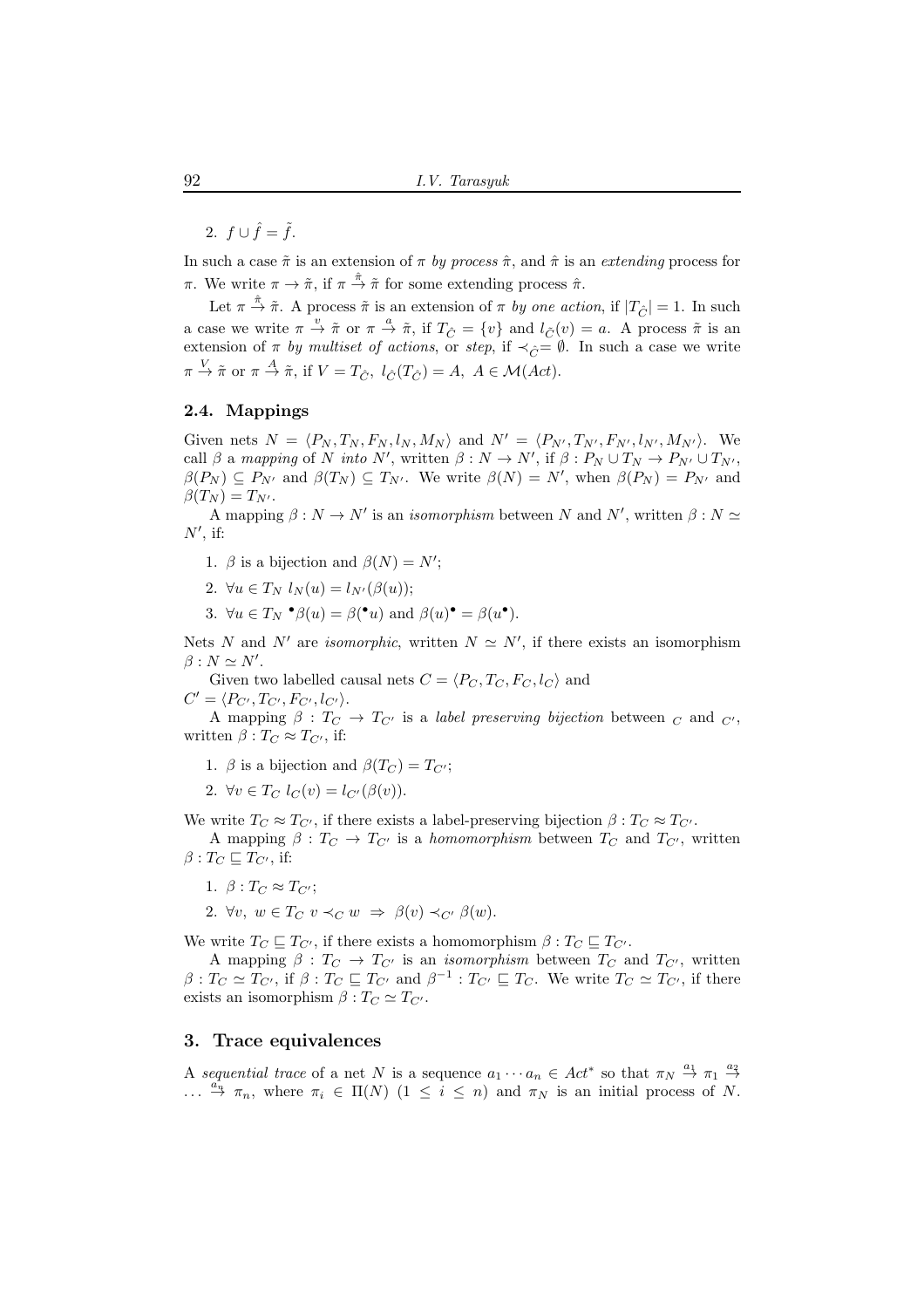2. $f \cup \hat{f} = \tilde{f}$.

In such a case $\tilde{\pi}$ is an extension of $\pi$ *by process* $\hat{\pi}$, and $\hat{\pi}$ is an *extending* process for $\pi$. We write $\pi \to \tilde{\pi}$, if $\pi \stackrel{\hat{\pi}}{\to} \tilde{\pi}$ for some extending process $\hat{\pi}$.

Let $\pi \stackrel{\hat{\pi}}{\to} \tilde{\pi}$. A process $\tilde{\pi}$ is an extension of $\pi$ *by one action*, if $|T_{\hat{C}}| = 1$. In such a case we write $\pi \stackrel{v}{\to} \tilde{\pi}$ or $\pi \stackrel{a}{\to} \tilde{\pi}$, if $T_{\hat{C}} = \{v\}$ and $l_{\hat{C}}(v) = a$. A process $\tilde{\pi}$ is an extension of $\pi$ *by multiset of actions*, or *step*, if $\prec_{\hat{C}} = \emptyset$. In such a case we write $\pi \stackrel{V}{\to} \tilde{\pi}$ or $\pi \stackrel{A}{\to} \tilde{\pi}$, if $V = T_{\hat{C}},\ l_{\hat{C}}(T_{\hat{C}}) = A,\ A \in \mathcal{M}(Act)$.

### 2.4. Mappings

Given nets $N = \langle P_N, T_N, F_N, l_N, M_N \rangle$ and $N' = \langle P_{N'}, T_{N'}, F_{N'}, l_{N'}, M_{N'} \rangle$. We call $\beta$ a *mapping* of $N$ *into* $N'$, written $\beta : N \to N'$, if $\beta : P_N \cup T_N \to P_{N'} \cup T_{N'}$, $\beta(P_N) \subseteq P_{N'}$ and $\beta(T_N) \subseteq T_{N'}$. We write $\beta(N) = N'$, when $\beta(P_N) = P_{N'}$ and $\beta(T_N) = T_{N'}$.

A mapping $\beta : N \to N'$ is an *isomorphism* between $N$ and $N'$, written $\beta : N \simeq N'$, if:

1. $\beta$ is a bijection and $\beta(N) = N'$;
2. $\forall u \in T_N\ l_N(u) = l_{N'}(\beta(u))$;
3. $\forall u \in T_N\ {}^{\bullet}\beta(u) = \beta({}^{\bullet}u)$ and $\beta(u)^{\bullet} = \beta(u^{\bullet})$.

Nets $N$ and $N'$ are *isomorphic*, written $N \simeq N'$, if there exists an isomorphism $\beta : N \simeq N'$.

Given two labelled causal nets $C = \langle P_C, T_C, F_C, l_C \rangle$ and $C' = \langle P_{C'}, T_{C'}, F_{C'}, l_{C'} \rangle$.

A mapping $\beta : T_C \to T_{C'}$ is a *label preserving bijection* between $_C$ and $_{C'}$, written $\beta : T_C \approx T_{C'}$, if:

1. $\beta$ is a bijection and $\beta(T_C) = T_{C'}$;
2. $\forall v \in T_C\ l_C(v) = l_{C'}(\beta(v))$.

We write $T_C \approx T_{C'}$, if there exists a label-preserving bijection $\beta : T_C \approx T_{C'}$.

A mapping $\beta : T_C \to T_{C'}$ is a *homomorphism* between $T_C$ and $T_{C'}$, written $\beta : T_C \sqsubseteq T_{C'}$, if:

1. $\beta : T_C \approx T_{C'}$;
2. $\forall v,\ w \in T_C\ v \prec_C w\ \Rightarrow\ \beta(v) \prec_{C'} \beta(w)$.

We write $T_C \sqsubseteq T_{C'}$, if there exists a homomorphism $\beta : T_C \sqsubseteq T_{C'}$.

A mapping $\beta : T_C \to T_{C'}$ is an *isomorphism* between $T_C$ and $T_{C'}$, written $\beta : T_C \simeq T_{C'}$, if $\beta : T_C \sqsubseteq T_{C'}$ and $\beta^{-1} : T_{C'} \sqsubseteq T_C$. We write $T_C \simeq T_{C'}$, if there exists an isomorphism $\beta : T_C \simeq T_{C'}$.

## 3. Trace equivalences

A *sequential trace* of a net $N$ is a sequence $a_1 \cdots a_n \in Act^*$ so that $\pi_N \stackrel{a_1}{\to} \pi_1 \stackrel{a_2}{\to} \ldots \stackrel{a_n}{\to} \pi_n$, where $\pi_i \in \Pi(N)$ $(1 \leq i \leq n)$ and $\pi_N$ is an initial process of $N$.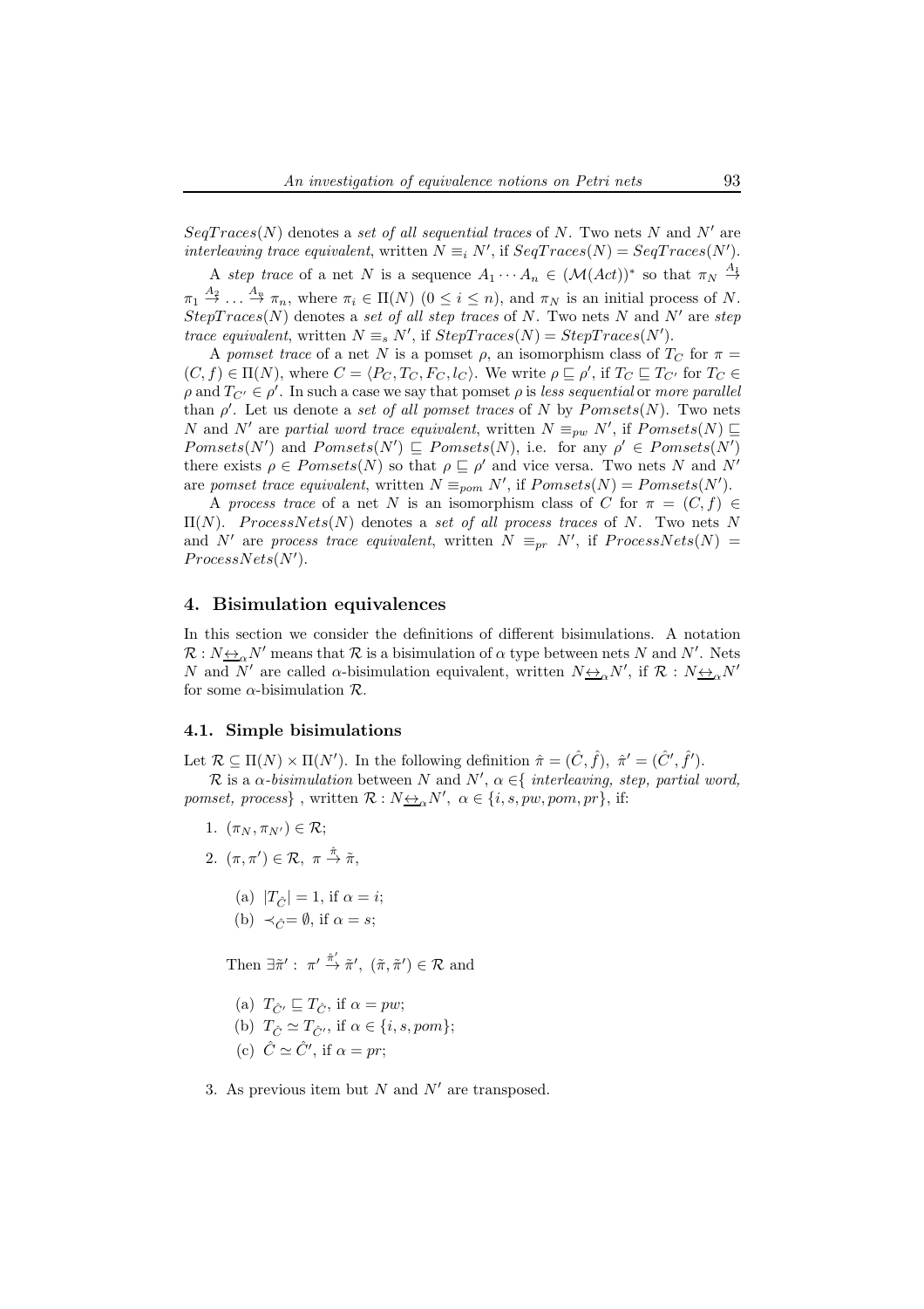$SeqTraces(N)$ denotes a *set of all sequential traces* of $N$. Two nets $N$ and $N'$ are *interleaving trace equivalent*, written $N \equiv_i N'$, if $SeqTraces(N) = SeqTraces(N')$.

A *step trace* of a net $N$ is a sequence $A_1 \cdots A_n \in (\mathcal{M}(Act))^*$ so that $\pi_N \stackrel{A_1}{\to} \pi_1 \stackrel{A_2}{\to} \ldots \stackrel{A_n}{\to} \pi_n$, where $\pi_i \in \Pi(N)$ $(0 \le i \le n)$, and $\pi_N$ is an initial process of $N$. $StepTraces(N)$ denotes a *set of all step traces* of $N$. Two nets $N$ and $N'$ are *step trace equivalent*, written $N \equiv_s N'$, if $StepTraces(N) = StepTraces(N')$.

A *pomset trace* of a net $N$ is a pomset $\rho$, an isomorphism class of $T_C$ for $\pi = (C, f) \in \Pi(N)$, where $C = \langle P_C, T_C, F_C, l_C \rangle$. We write $\rho \sqsubseteq \rho'$, if $T_C \sqsubseteq T_{C'}$ for $T_C \in \rho$ and $T_{C'} \in \rho'$. In such a case we say that pomset $\rho$ is *less sequential* or *more parallel* than $\rho'$. Let us denote a *set of all pomset traces* of $N$ by $Pomsets(N)$. Two nets $N$ and $N'$ are *partial word trace equivalent*, written $N \equiv_{pw} N'$, if $Pomsets(N) \sqsubseteq Pomsets(N')$ and $Pomsets(N') \sqsubseteq Pomsets(N)$, i.e. for any $\rho' \in Pomsets(N')$ there exists $\rho \in Pomsets(N)$ so that $\rho \sqsubseteq \rho'$ and vice versa. Two nets $N$ and $N'$ are *pomset trace equivalent*, written $N \equiv_{pom} N'$, if $Pomsets(N) = Pomsets(N')$.

A *process trace* of a net $N$ is an isomorphism class of $C$ for $\pi = (C, f) \in \Pi(N)$. $ProcessNets(N)$ denotes a *set of all process traces* of $N$. Two nets $N$ and $N'$ are *process trace equivalent*, written $N \equiv_{pr} N'$, if $ProcessNets(N) = ProcessNets(N')$.

## 4. Bisimulation equivalences

In this section we consider the definitions of different bisimulations. A notation $\mathcal{R} : N \underline{\leftrightarrow}_\alpha N'$ means that $\mathcal{R}$ is a bisimulation of $\alpha$ type between nets $N$ and $N'$. Nets $N$ and $N'$ are called $\alpha$-bisimulation equivalent, written $N \underline{\leftrightarrow}_\alpha N'$, if $\mathcal{R} : N \underline{\leftrightarrow}_\alpha N'$ for some $\alpha$-bisimulation $\mathcal{R}$.

### 4.1. Simple bisimulations

Let $\mathcal{R} \subseteq \Pi(N) \times \Pi(N')$. In the following definition $\hat{\pi} = (\hat{C}, \hat{f}),\ \hat{\pi}' = (\hat{C}', \hat{f}')$.

$\mathcal{R}$ is a *$\alpha$-bisimulation* between $N$ and $N'$, $\alpha \in \{$ *interleaving, step, partial word, pomset, process* $\}$, written $\mathcal{R} : N \underline{\leftrightarrow}_\alpha N'$, $\alpha \in \{i, s, pw, pom, pr\}$, if:

1. $(\pi_N, \pi_{N'}) \in \mathcal{R}$;
2. $(\pi, \pi') \in \mathcal{R},\ \pi \stackrel{\hat{\pi}}{\to} \tilde{\pi}$,

   (a) $|T_{\hat{C}}| = 1$, if $\alpha = i$;
   
   (b) $\prec_{\hat{C}} = \emptyset$, if $\alpha = s$;

   Then $\exists \tilde{\pi}' : \ \pi' \stackrel{\hat{\pi}'}{\to} \tilde{\pi}',\ (\tilde{\pi}, \tilde{\pi}') \in \mathcal{R}$ and

   (a) $T_{\hat{C}'} \sqsubseteq T_{\hat{C}}$, if $\alpha = pw$;
   
   (b) $T_{\hat{C}} \simeq T_{\hat{C}'}$, if $\alpha \in \{i, s, pom\}$;
   
   (c) $\hat{C} \simeq \hat{C}'$, if $\alpha = pr$;

3. As previous item but $N$ and $N'$ are transposed.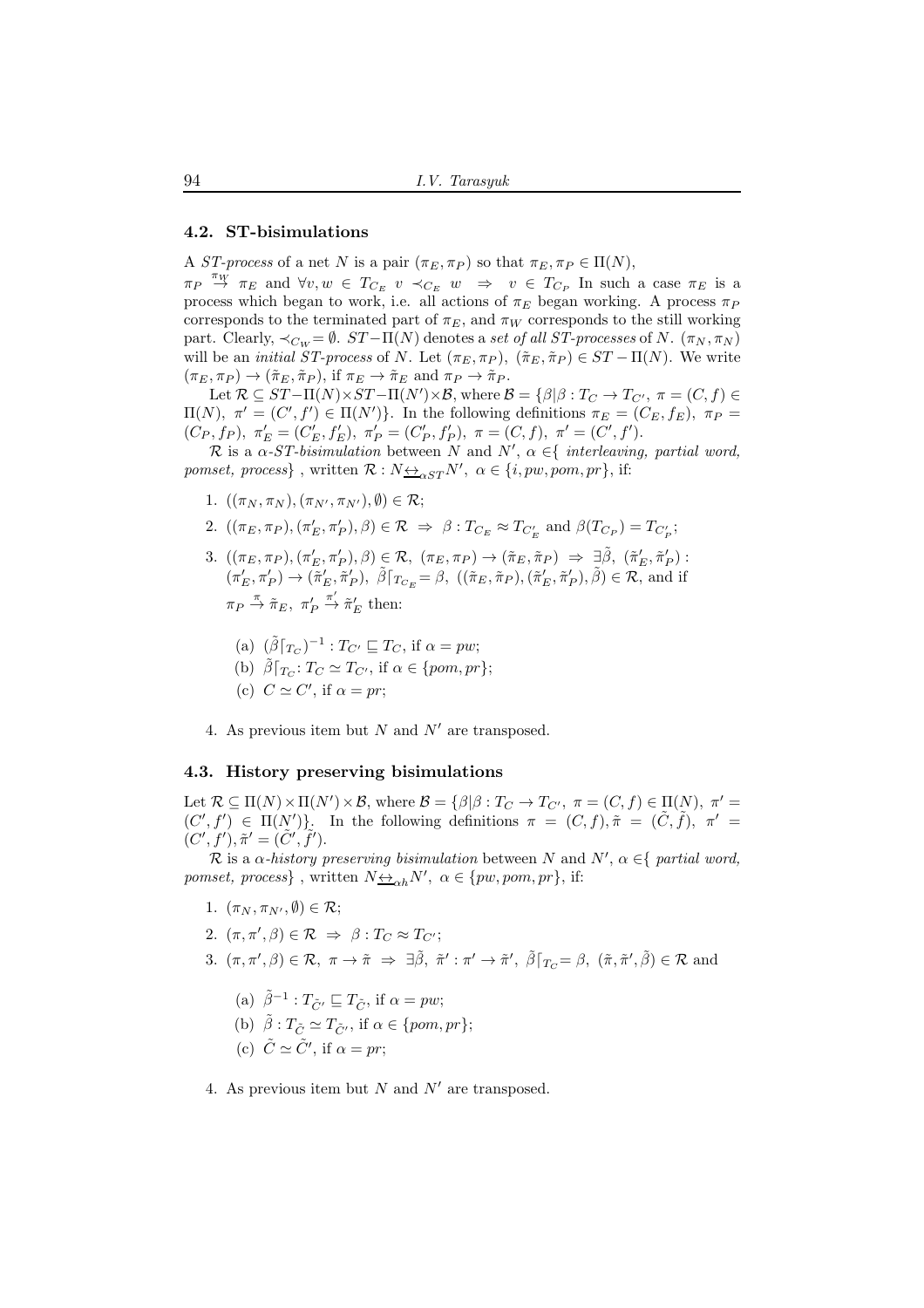### 4.2. ST-bisimulations

A *ST-process* of a net $N$ is a pair $(\pi_E, \pi_P)$ so that $\pi_E, \pi_P \in \Pi(N)$, $\pi_P \stackrel{\pi_W}{\to} \pi_E$ and $\forall v, w \in T_{C_E}\ v \prec_{C_E} w \ \Rightarrow\ v \in T_{C_P}$ In such a case $\pi_E$ is a process which began to work, i.e. all actions of $\pi_E$ began working. A process $\pi_P$ corresponds to the terminated part of $\pi_E$, and $\pi_W$ corresponds to the still working part. Clearly, $\prec_{C_W} = \emptyset$. $ST-\Pi(N)$ denotes a *set of all ST-processes* of $N$. $(\pi_N, \pi_N)$ will be an *initial ST-process* of $N$. Let $(\pi_E, \pi_P),\ (\tilde{\pi}_E, \tilde{\pi}_P) \in ST-\Pi(N)$. We write $(\pi_E, \pi_P) \to (\tilde{\pi}_E, \tilde{\pi}_P)$, if $\pi_E \to \tilde{\pi}_E$ and $\pi_P \to \tilde{\pi}_P$.

Let $\mathcal{R} \subseteq ST-\Pi(N) \times ST-\Pi(N') \times \mathcal{B}$, where $\mathcal{B} = \{\beta | \beta : T_C \to T_{C'},\ \pi = (C, f) \in \Pi(N),\ \pi' = (C', f') \in \Pi(N')\}$. In the following definitions $\pi_E = (C_E, f_E),\ \pi_P = (C_P, f_P),\ \pi'_E = (C'_E, f'_E),\ \pi'_P = (C'_P, f'_P),\ \pi = (C, f),\ \pi' = (C', f')$.

$\mathcal{R}$ is a *$\alpha$-ST-bisimulation* between $N$ and $N'$, $\alpha \in \{$ *interleaving, partial word, pomset, process* $\}$ , written $\mathcal{R} : N \underline{\leftrightarrow}_{\alpha ST} N',\ \alpha \in \{i, pw, pom, pr\}$, if:

1. $((\pi_N, \pi_N), (\pi_{N'}, \pi_{N'}), \emptyset) \in \mathcal{R}$;
2. $((\pi_E, \pi_P), (\pi'_E, \pi'_P), \beta) \in \mathcal{R} \ \Rightarrow\ \beta : T_{C_E} \approx T_{C'_E}$ and $\beta(T_{C_P}) = T_{C'_P}$;
3. $((\pi_E, \pi_P), (\pi'_E, \pi'_P), \beta) \in \mathcal{R},\ (\pi_E, \pi_P) \to (\tilde{\pi}_E, \tilde{\pi}_P) \ \Rightarrow\ \exists \tilde{\beta},\ (\tilde{\pi}'_E, \tilde{\pi}'_P) :$ $(\pi'_E, \pi'_P) \to (\tilde{\pi}'_E, \tilde{\pi}'_P),\ \tilde{\beta}\lceil_{T_{C_E}} = \beta,\ ((\tilde{\pi}_E, \tilde{\pi}_P), (\tilde{\pi}'_E, \tilde{\pi}'_P), \tilde{\beta}) \in \mathcal{R}$, and if $\pi_P \stackrel{\pi}{\to} \tilde{\pi}_E,\ \pi'_P \stackrel{\pi'}{\to} \tilde{\pi}'_E$ then:
   - (a) $(\tilde{\beta}\lceil_{T_C})^{-1} : T_{C'} \sqsubseteq T_C$, if $\alpha = pw$;
   - (b) $\tilde{\beta}\lceil_{T_C} : T_C \simeq T_{C'}$, if $\alpha \in \{pom, pr\}$;
   - (c) $C \simeq C'$, if $\alpha = pr$;
4. As previous item but $N$ and $N'$ are transposed.

### 4.3. History preserving bisimulations

Let $\mathcal{R} \subseteq \Pi(N) \times \Pi(N') \times \mathcal{B}$, where $\mathcal{B} = \{\beta | \beta : T_C \to T_{C'},\ \pi = (C, f) \in \Pi(N),\ \pi' = (C', f') \in \Pi(N')\}$. In the following definitions $\pi = (C, f), \tilde{\pi} = (\tilde{C}, \tilde{f}),\ \pi' = (C', f'), \tilde{\pi}' = (\tilde{C}', \tilde{f}')$.

$\mathcal{R}$ is a *$\alpha$-history preserving bisimulation* between $N$ and $N'$, $\alpha \in \{$ *partial word, pomset, process* $\}$ , written $N \underline{\leftrightarrow}_{\alpha h} N',\ \alpha \in \{pw, pom, pr\}$, if:

1. $(\pi_N, \pi_{N'}, \emptyset) \in \mathcal{R}$;
2. $(\pi, \pi', \beta) \in \mathcal{R} \ \Rightarrow\ \beta : T_C \approx T_{C'}$;
3. $(\pi, \pi', \beta) \in \mathcal{R},\ \pi \to \tilde{\pi} \ \Rightarrow\ \exists \tilde{\beta},\ \tilde{\pi}' : \pi' \to \tilde{\pi}',\ \tilde{\beta}\lceil_{T_C} = \beta,\ (\tilde{\pi}, \tilde{\pi}', \tilde{\beta}) \in \mathcal{R}$ and
   - (a) $\tilde{\beta}^{-1} : T_{\tilde{C}'} \sqsubseteq T_{\tilde{C}}$, if $\alpha = pw$;
   - (b) $\tilde{\beta} : T_{\tilde{C}} \simeq T_{\tilde{C}'}$, if $\alpha \in \{pom, pr\}$;
   - (c) $\tilde{C} \simeq \tilde{C}'$, if $\alpha = pr$;
4. As previous item but $N$ and $N'$ are transposed.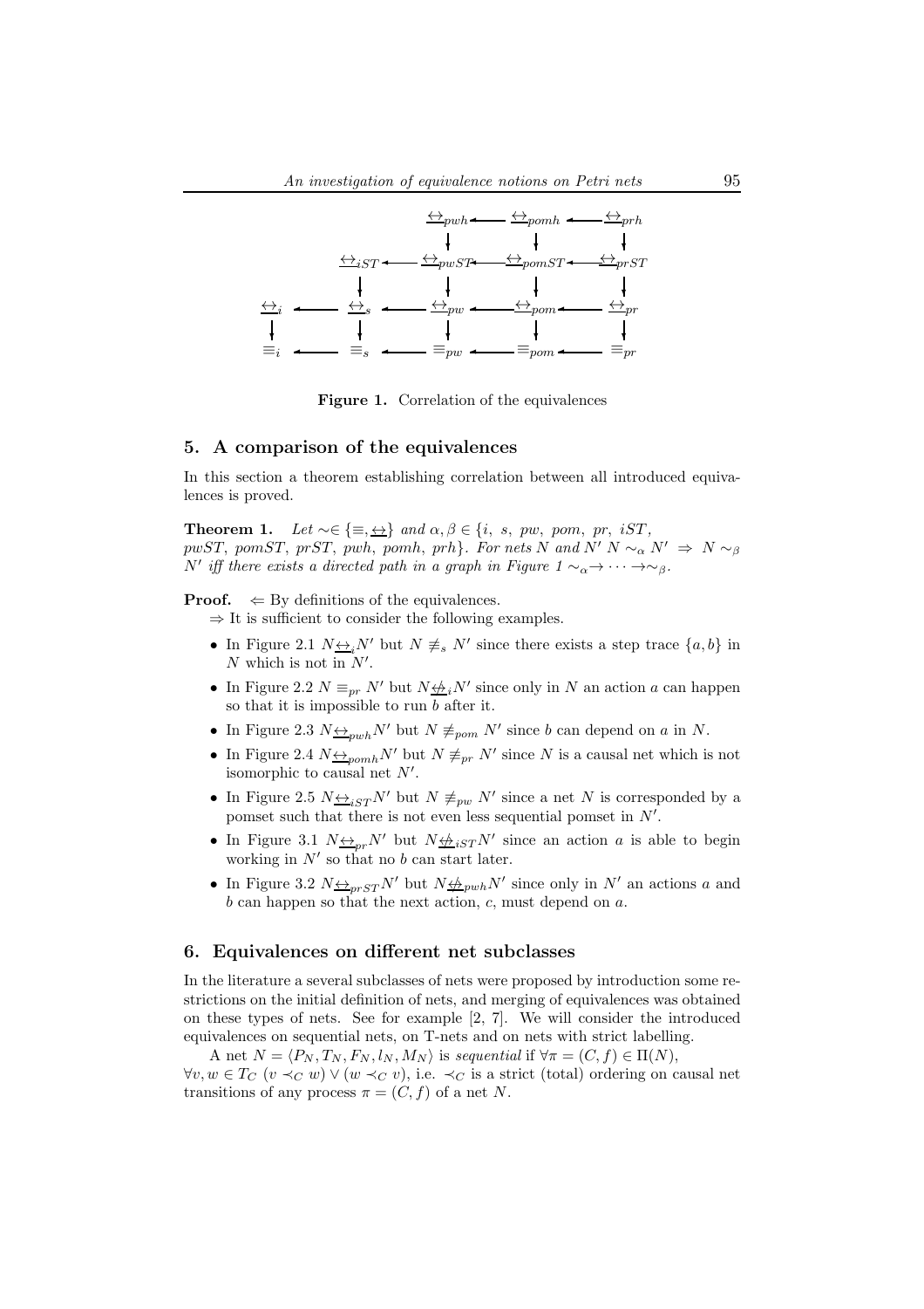Figure 1. Correlation of the equivalences

## 5. A comparison of the equivalences

In this section a theorem establishing correlation between all introduced equivalences is proved.

**Theorem 1.** *Let $\sim \in \{\equiv, \underline{\leftrightarrow}\}$ and $\alpha, \beta \in \{i,\ s,\ pw,\ pom,\ pr,\ iST,$ $pwST,\ pomST,\ prST,\ pwh,\ pomh,\ prh\}$. For nets $N$ and $N'$ $N \sim_\alpha N' \Rightarrow N \sim_\beta N'$ iff there exists a directed path in a graph in Figure 1 $\sim_\alpha \to \cdots \to \sim_\beta$.*

**Proof.** $\Leftarrow$ By definitions of the equivalences.

$\Rightarrow$ It is sufficient to consider the following examples.

- In Figure 2.1 $N \underline{\leftrightarrow}_i N'$ but $N \not\equiv_s N'$ since there exists a step trace $\{a, b\}$ in $N$ which is not in $N'$.
- In Figure 2.2 $N \equiv_{pr} N'$ but $N \underline{\not\leftrightarrow}_i N'$ since only in $N$ an action $a$ can happen so that it is impossible to run $b$ after it.
- In Figure 2.3 $N \underline{\leftrightarrow}_{pwh} N'$ but $N \not\equiv_{pom} N'$ since $b$ can depend on $a$ in $N$.
- In Figure 2.4 $N \underline{\leftrightarrow}_{pomh} N'$ but $N \not\equiv_{pr} N'$ since $N$ is a causal net which is not isomorphic to causal net $N'$.
- In Figure 2.5 $N \underline{\leftrightarrow}_{iST} N'$ but $N \not\equiv_{pw} N'$ since a net $N$ is corresponded by a pomset such that there is not even less sequential pomset in $N'$.
- In Figure 3.1 $N \underline{\leftrightarrow}_{pr} N'$ but $N \underline{\not\leftrightarrow}_{iST} N'$ since an action $a$ is able to begin working in $N'$ so that no $b$ can start later.
- In Figure 3.2 $N \underline{\leftrightarrow}_{prST} N'$ but $N \underline{\not\leftrightarrow}_{pwh} N'$ since only in $N'$ an actions $a$ and $b$ can happen so that the next action, $c$, must depend on $a$.

## 6. Equivalences on different net subclasses

In the literature a several subclasses of nets were proposed by introduction some restrictions on the initial definition of nets, and merging of equivalences was obtained on these types of nets. See for example [2, 7]. We will consider the introduced equivalences on sequential nets, on T-nets and on nets with strict labelling.

A net $N = \langle P_N, T_N, F_N, l_N, M_N \rangle$ is *sequential* if $\forall \pi = (C, f) \in \Pi(N)$, $\forall v, w \in T_C\ (v \prec_C w) \vee (w \prec_C v)$, i.e. $\prec_C$ is a strict (total) ordering on causal net transitions of any process $\pi = (C, f)$ of a net $N$.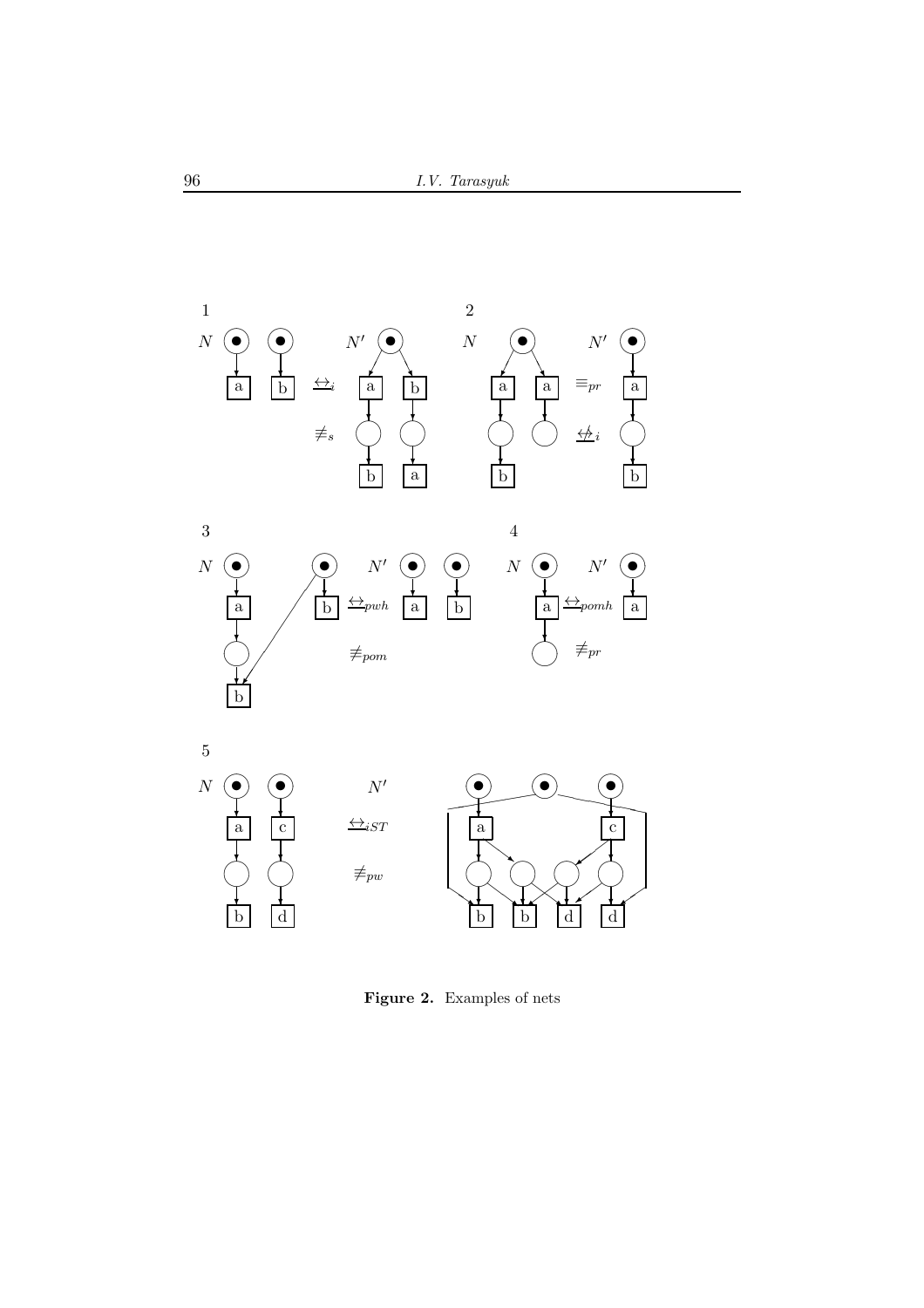**Figure 2.** Examples of nets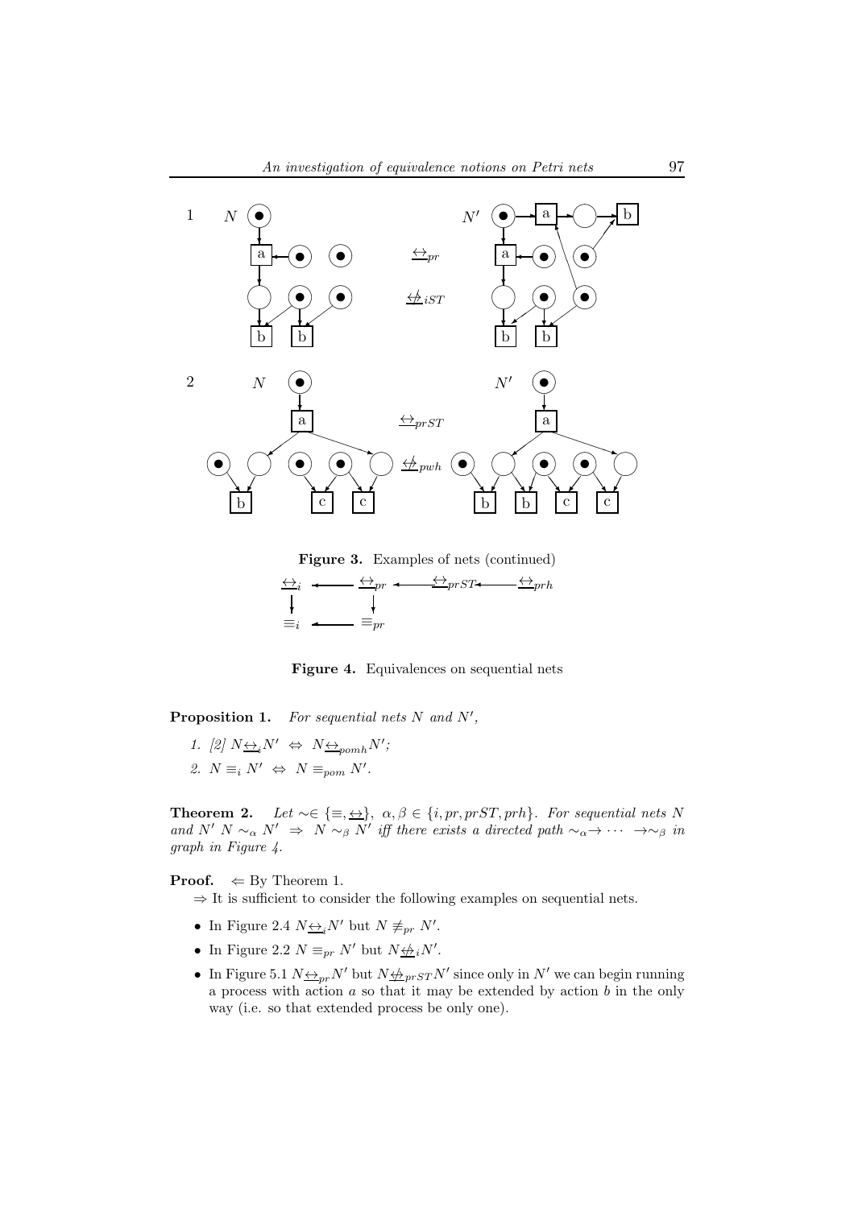Figure 3. Examples of nets (continued)

Figure 4. Equivalences on sequential nets

**Proposition 1.** *For sequential nets $N$ and $N'$,*

1. [2] $N \underline{\leftrightarrow}_i N' \Leftrightarrow N \underline{\leftrightarrow}_{pomh} N'$;
2. $N \equiv_i N' \Leftrightarrow N \equiv_{pom} N'$.

**Theorem 2.** *Let $\sim \in \{\equiv, \underline{\leftrightarrow}\}$, $\alpha, \beta \in \{i, pr, prST, prh\}$. For sequential nets $N$ and $N'$ $N \sim_\alpha N' \Rightarrow N \sim_\beta N'$ iff there exists a directed path $\sim_\alpha \rightarrow \cdots \rightarrow \sim_\beta$ in graph in Figure 4.*

**Proof.** $\Leftarrow$ By Theorem 1.

$\Rightarrow$ It is sufficient to consider the following examples on sequential nets.

- In Figure 2.4 $N \underline{\leftrightarrow}_i N'$ but $N \not\equiv_{pr} N'$.
- In Figure 2.2 $N \equiv_{pr} N'$ but $N \underline{\not\leftrightarrow}_i N'$.
- In Figure 5.1 $N \underline{\leftrightarrow}_{pr} N'$ but $N \underline{\not\leftrightarrow}_{prST} N'$ since only in $N'$ we can begin running a process with action $a$ so that it may be extended by action $b$ in the only way (i.e. so that extended process be only one).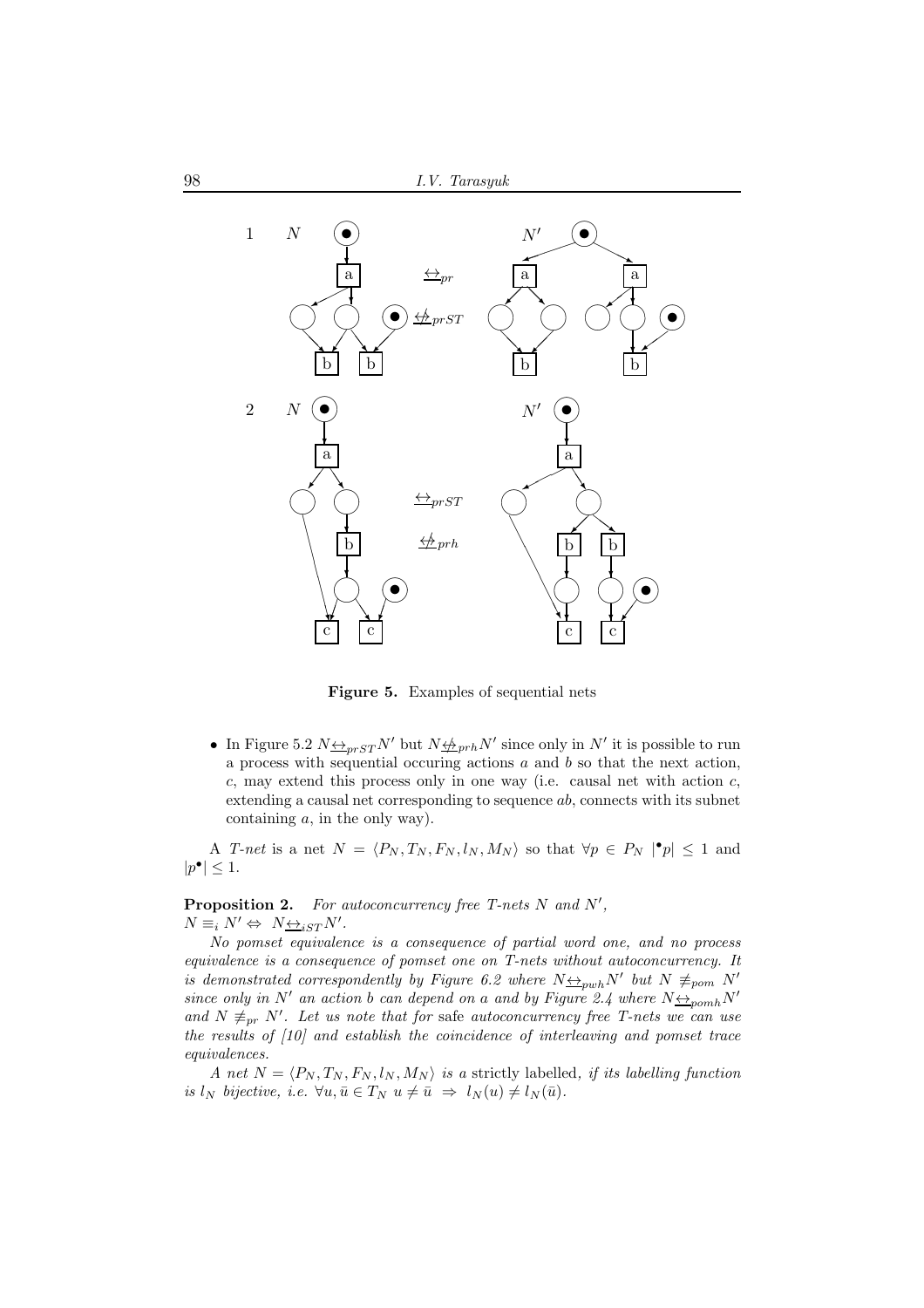**Figure 5.** Examples of sequential nets

- In Figure 5.2 $N \underline{\leftrightarrow}_{prST} N'$ but $N \underline{\not\leftrightarrow}_{prh} N'$ since only in $N'$ it is possible to run a process with sequential occuring actions $a$ and $b$ so that the next action, $c$, may extend this process only in one way (i.e. causal net with action $c$, extending a causal net corresponding to sequence $ab$, connects with its subnet containing $a$, in the only way).

A *T-net* is a net $N = \langle P_N, T_N, F_N, l_N, M_N \rangle$ so that $\forall p \in P_N \; |^\bullet p| \leq 1$ and $|p^\bullet| \leq 1$.

**Proposition 2.** *For autoconcurrency free T-nets $N$ and $N'$, $N \equiv_i N' \Leftrightarrow N \underline{\leftrightarrow}_{iST} N'$.*

*No pomset equivalence is a consequence of partial word one, and no process equivalence is a consequence of pomset one on T-nets without autoconcurrency. It is demonstrated correspondently by Figure 6.2 where $N \underline{\leftrightarrow}_{pwh} N'$ but $N \not\equiv_{pom} N'$ since only in $N'$ an action $b$ can depend on $a$ and by Figure 2.4 where $N \underline{\leftrightarrow}_{pomh} N'$ and $N \not\equiv_{pr} N'$. Let us note that for* safe *autoconcurrency free T-nets we can use the results of [10] and establish the coincidence of interleaving and pomset trace equivalences.*

*A net $N = \langle P_N, T_N, F_N, l_N, M_N \rangle$ is a* strictly labelled*, if its labelling function is $l_N$ bijective, i.e. $\forall u, \bar{u} \in T_N \; u \neq \bar{u} \; \Rightarrow \; l_N(u) \neq l_N(\bar{u})$.*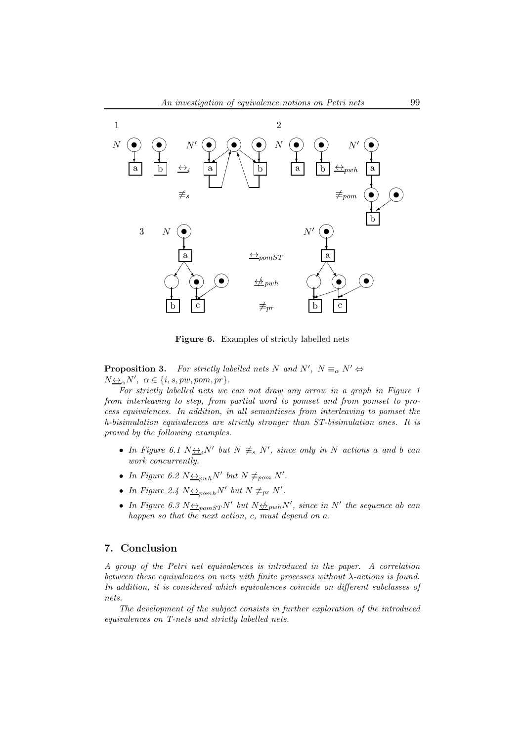**Figure 6.** Examples of strictly labelled nets

**Proposition 3.** *For strictly labelled nets $N$ and $N'$, $N \equiv_\alpha N' \Leftrightarrow N \underline{\leftrightarrow}_\alpha N'$, $\alpha \in \{i, s, pw, pom, pr\}$.*

*For strictly labelled nets we can not draw any arrow in a graph in Figure 1 from interleaving to step, from partial word to pomset and from pomset to process equivalences. In addition, in all semanticses from interleaving to pomset the h-bisimulation equivalences are strictly stronger than ST-bisimulation ones. It is proved by the following examples.*

- *In Figure 6.1 $N \underline{\leftrightarrow}_i N'$ but $N \not\equiv_s N'$, since only in $N$ actions $a$ and $b$ can work concurrently.*
- *In Figure 6.2 $N \underline{\leftrightarrow}_{pwh} N'$ but $N \not\equiv_{pom} N'$.*
- *In Figure 2.4 $N \underline{\leftrightarrow}_{pomh} N'$ but $N \not\equiv_{pr} N'$.*
- *In Figure 6.3 $N \underline{\leftrightarrow}_{pomST} N'$ but $N \underline{\not\leftrightarrow}_{pwh} N'$, since in $N'$ the sequence $ab$ can happen so that the next action, $c$, must depend on $a$.*

## 7. Conclusion

*A group of the Petri net equivalences is introduced in the paper. A correlation between these equivalences on nets with finite processes without $\lambda$-actions is found. In addition, it is considered which equivalences coincide on different subclasses of nets.*

*The development of the subject consists in further exploration of the introduced equivalences on T-nets and strictly labelled nets.*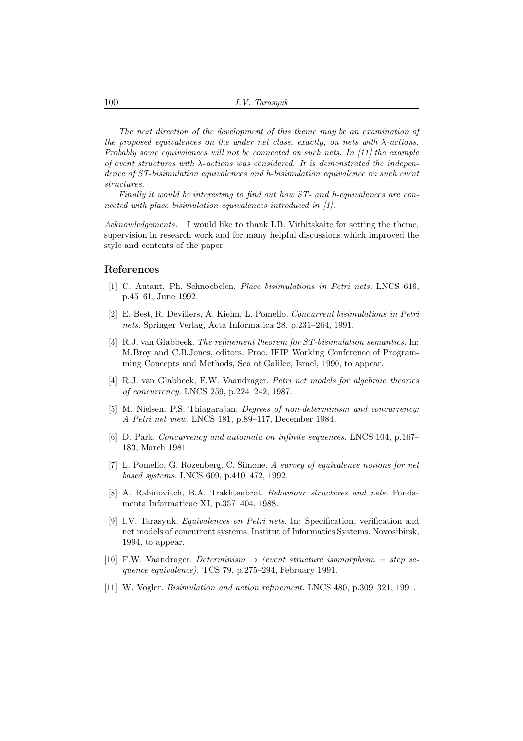*The next direction of the development of this theme may be an examination of the proposed equivalences on the wider net class, exactly, on nets with $\lambda$-actions. Probably some equivalences will not be connected on such nets. In [11] the example of event structures with $\lambda$-actions was considered. It is demonstrated the independence of ST-bisimulation equivalences and h-bisimulation equivalence on such event structures.*

*Finally it would be interesting to find out how ST- and h-equivalences are connected with place bisimulation equivalences introduced in [1].*

*Acknowledgements.* I would like to thank I.B. Virbitskaite for setting the theme, supervision in research work and for many helpful discussions which improved the style and contents of the paper.

## References

[1] C. Autant, Ph. Schnoebelen. *Place bisimulations in Petri nets.* LNCS 616, p.45–61, June 1992.

[2] E. Best, R. Devillers, A. Kiehn, L. Pomello. *Concurrent bisimulations in Petri nets.* Springer Verlag, Acta Informatica 28, p.231–264, 1991.

[3] R.J. van Glabbeek. *The refinement theorem for ST-bisimulation semantics.* In: M.Broy and C.B.Jones, editors. Proc. IFIP Working Conference of Programming Concepts and Methods, Sea of Galilee, Israel, 1990, to appear.

[4] R.J. van Glabbeek, F.W. Vaandrager. *Petri net models for algebraic theories of concurrency.* LNCS 259, p.224–242, 1987.

[5] M. Nielsen, P.S. Thiagarajan. *Degrees of non-determinism and concurrency: A Petri net view.* LNCS 181, p.89–117, December 1984.

[6] D. Park. *Concurrency and automata on infinite sequences.* LNCS 104, p.167–183, March 1981.

[7] L. Pomello, G. Rozenberg, C. Simone. *A survey of equivalence notions for net based systems.* LNCS 609, p.410–472, 1992.

[8] A. Rabinovitch, B.A. Trakhtenbrot. *Behaviour structures and nets.* Fundamenta Informaticae XI, p.357–404, 1988.

[9] I.V. Tarasyuk. *Equivalences on Petri nets.* In: Specification, verification and net models of concurrent systems. Institut of Informatics Systems, Novosibirsk, 1994, to appear.

[10] F.W. Vaandrager. *Determinism $\rightarrow$ (event structure isomorphism = step sequence equivalence).* TCS 79, p.275–294, February 1991.

[11] W. Vogler. *Bisimulation and action refinement.* LNCS 480, p.309–321, 1991.